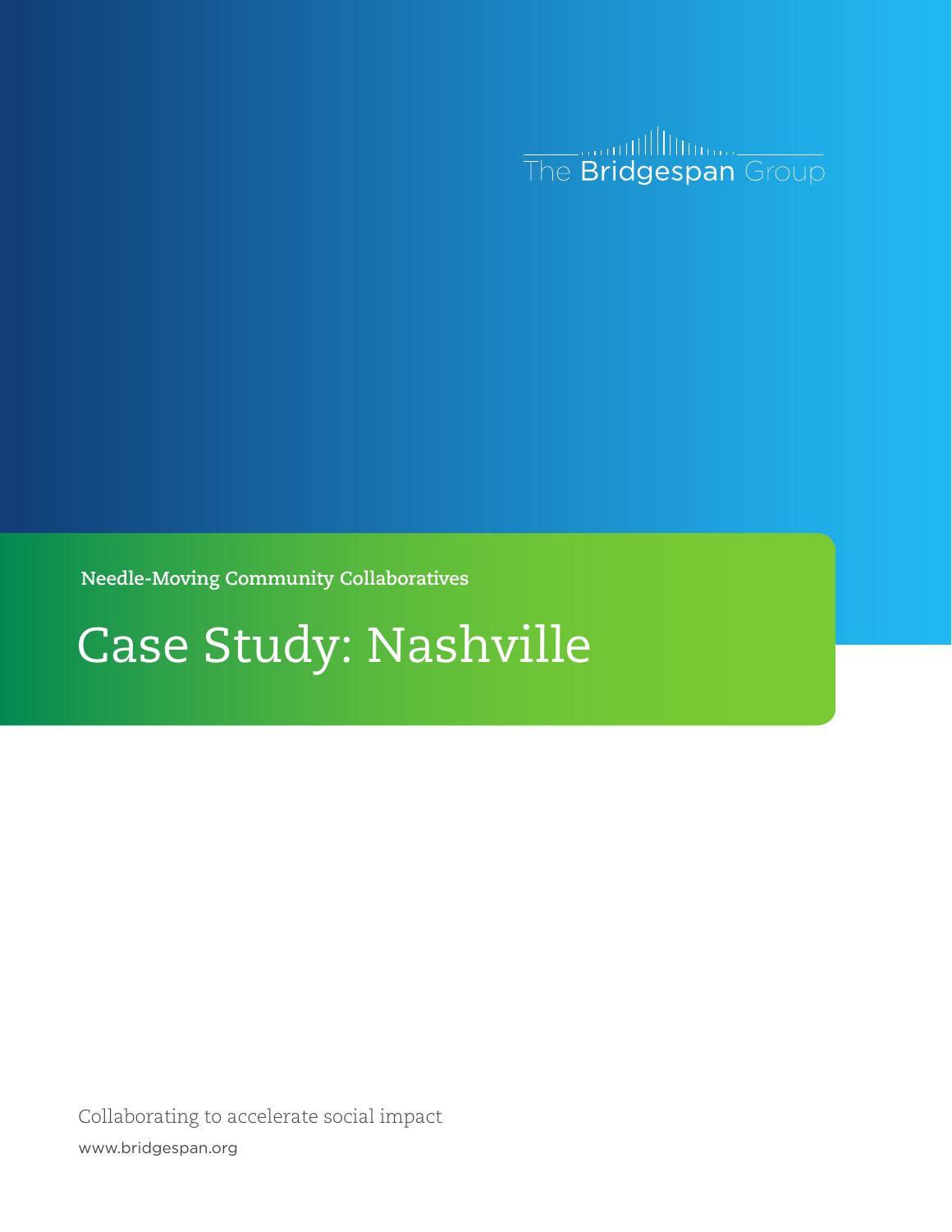The Bridgespan Group

Needle-Moving Community Collaboratives

# Case Study: Nashville

Collaborating to accelerate social impact

www.bridgespan.org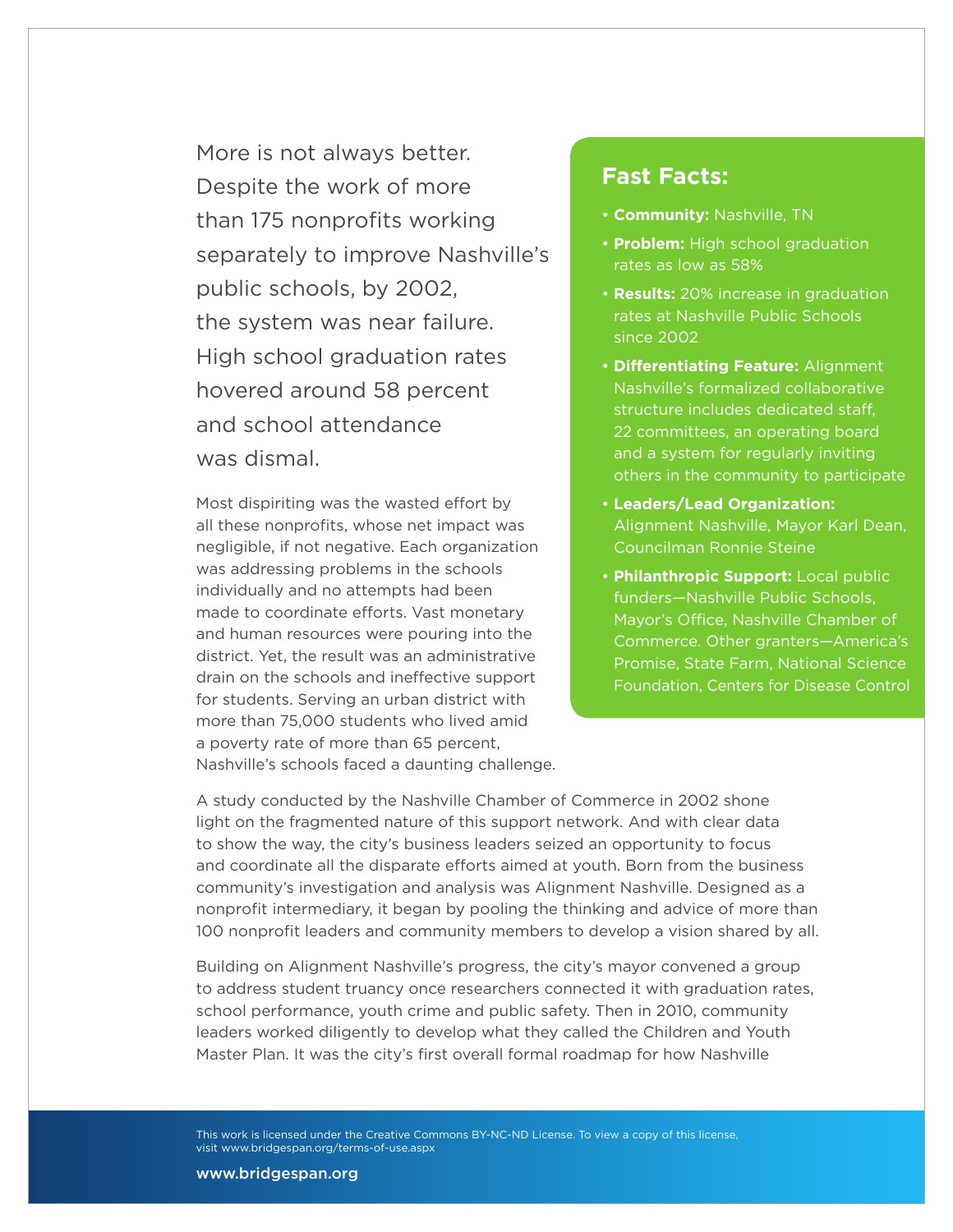More is not always better. Despite the work of more than 175 nonprofits working separately to improve Nashville's public schools, by 2002, the system was near failure. High school graduation rates hovered around 58 percent and school attendance was dismal.

Most dispiriting was the wasted effort by all these nonprofits, whose net impact was negligible, if not negative. Each organization was addressing problems in the schools individually and no attempts had been made to coordinate efforts. Vast monetary and human resources were pouring into the district. Yet, the result was an administrative drain on the schools and ineffective support for students. Serving an urban district with more than 75,000 students who lived amid a poverty rate of more than 65 percent, Nashville's schools faced a daunting challenge.

## Fast Facts:

- **Community:** Nashville, TN
- **Problem:** High school graduation rates as low as 58%
- **Results:** 20% increase in graduation rates at Nashville Public Schools since 2002
- **Differentiating Feature:** Alignment Nashville's formalized collaborative structure includes dedicated staff, 22 committees, an operating board and a system for regularly inviting others in the community to participate
- **Leaders/Lead Organization:** Alignment Nashville, Mayor Karl Dean, Councilman Ronnie Steine
- **Philanthropic Support:** Local public funders—Nashville Public Schools, Mayor's Office, Nashville Chamber of Commerce. Other granters—America's Promise, State Farm, National Science Foundation, Centers for Disease Control

A study conducted by the Nashville Chamber of Commerce in 2002 shone light on the fragmented nature of this support network. And with clear data to show the way, the city's business leaders seized an opportunity to focus and coordinate all the disparate efforts aimed at youth. Born from the business community's investigation and analysis was Alignment Nashville. Designed as a nonprofit intermediary, it began by pooling the thinking and advice of more than 100 nonprofit leaders and community members to develop a vision shared by all.

Building on Alignment Nashville's progress, the city's mayor convened a group to address student truancy once researchers connected it with graduation rates, school performance, youth crime and public safety. Then in 2010, community leaders worked diligently to develop what they called the Children and Youth Master Plan. It was the city's first overall formal roadmap for how Nashville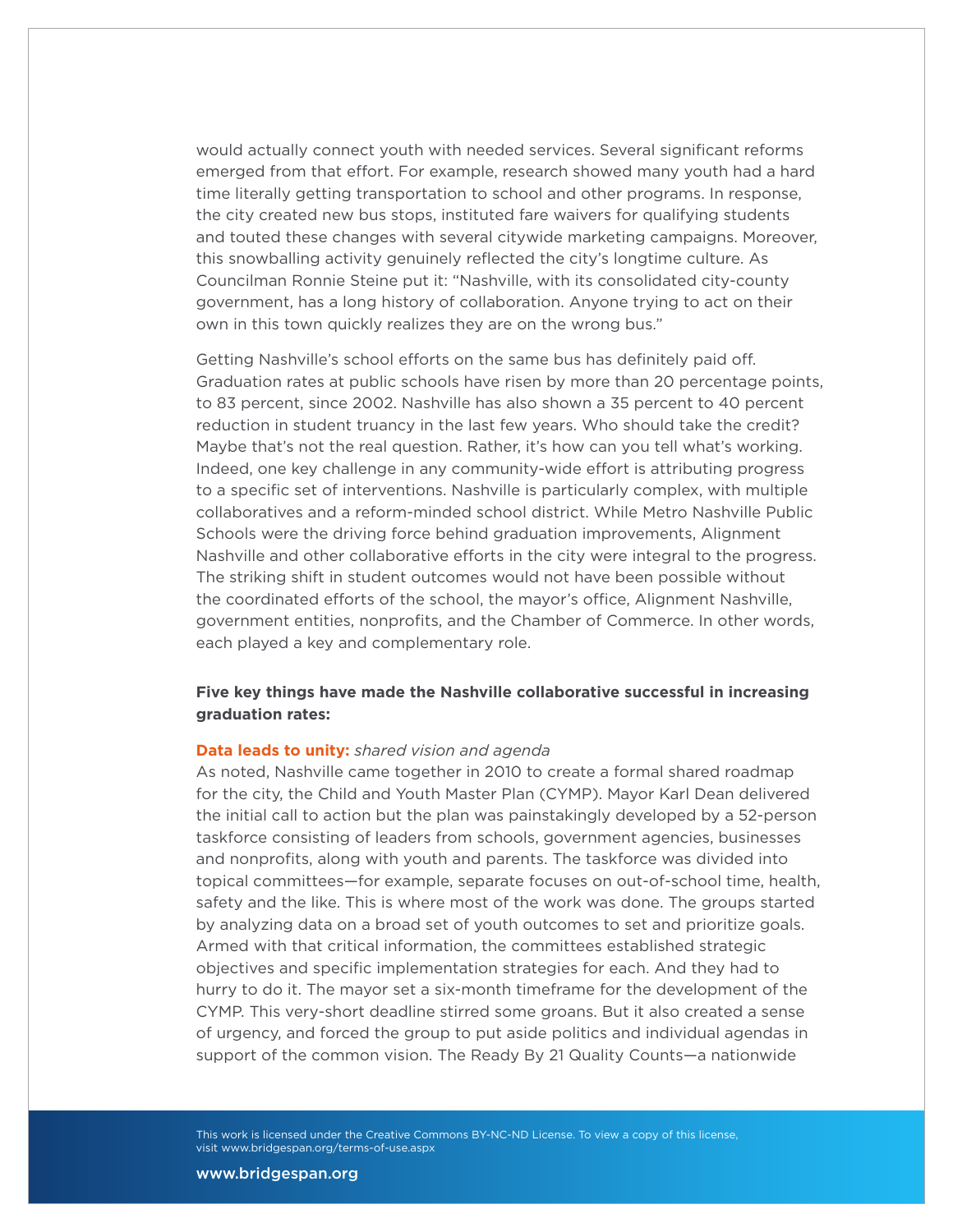would actually connect youth with needed services. Several significant reforms emerged from that effort. For example, research showed many youth had a hard time literally getting transportation to school and other programs. In response, the city created new bus stops, instituted fare waivers for qualifying students and touted these changes with several citywide marketing campaigns. Moreover, this snowballing activity genuinely reflected the city's longtime culture. As Councilman Ronnie Steine put it: "Nashville, with its consolidated city-county government, has a long history of collaboration. Anyone trying to act on their own in this town quickly realizes they are on the wrong bus."

Getting Nashville's school efforts on the same bus has definitely paid off. Graduation rates at public schools have risen by more than 20 percentage points, to 83 percent, since 2002. Nashville has also shown a 35 percent to 40 percent reduction in student truancy in the last few years. Who should take the credit? Maybe that's not the real question. Rather, it's how can you tell what's working. Indeed, one key challenge in any community-wide effort is attributing progress to a specific set of interventions. Nashville is particularly complex, with multiple collaboratives and a reform-minded school district. While Metro Nashville Public Schools were the driving force behind graduation improvements, Alignment Nashville and other collaborative efforts in the city were integral to the progress. The striking shift in student outcomes would not have been possible without the coordinated efforts of the school, the mayor's office, Alignment Nashville, government entities, nonprofits, and the Chamber of Commerce. In other words, each played a key and complementary role.

**Five key things have made the Nashville collaborative successful in increasing graduation rates:**

**Data leads to unity:** *shared vision and agenda*

As noted, Nashville came together in 2010 to create a formal shared roadmap for the city, the Child and Youth Master Plan (CYMP). Mayor Karl Dean delivered the initial call to action but the plan was painstakingly developed by a 52-person taskforce consisting of leaders from schools, government agencies, businesses and nonprofits, along with youth and parents. The taskforce was divided into topical committees—for example, separate focuses on out-of-school time, health, safety and the like. This is where most of the work was done. The groups started by analyzing data on a broad set of youth outcomes to set and prioritize goals. Armed with that critical information, the committees established strategic objectives and specific implementation strategies for each. And they had to hurry to do it. The mayor set a six-month timeframe for the development of the CYMP. This very-short deadline stirred some groans. But it also created a sense of urgency, and forced the group to put aside politics and individual agendas in support of the common vision. The Ready By 21 Quality Counts—a nationwide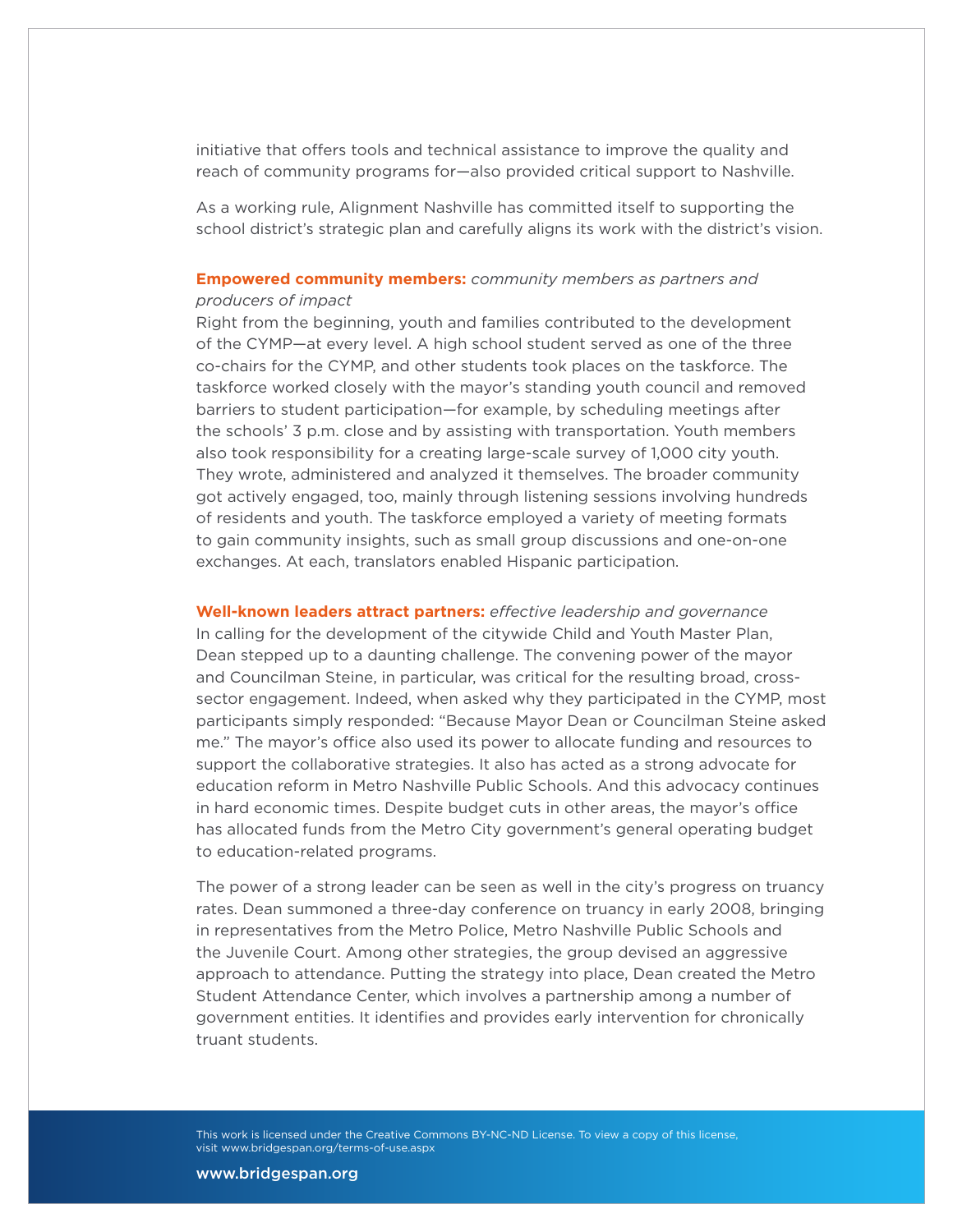initiative that offers tools and technical assistance to improve the quality and reach of community programs for—also provided critical support to Nashville.

As a working rule, Alignment Nashville has committed itself to supporting the school district's strategic plan and carefully aligns its work with the district's vision.

**Empowered community members:** *community members as partners and producers of impact*

Right from the beginning, youth and families contributed to the development of the CYMP—at every level. A high school student served as one of the three co-chairs for the CYMP, and other students took places on the taskforce. The taskforce worked closely with the mayor's standing youth council and removed barriers to student participation—for example, by scheduling meetings after the schools' 3 p.m. close and by assisting with transportation. Youth members also took responsibility for a creating large-scale survey of 1,000 city youth. They wrote, administered and analyzed it themselves. The broader community got actively engaged, too, mainly through listening sessions involving hundreds of residents and youth. The taskforce employed a variety of meeting formats to gain community insights, such as small group discussions and one-on-one exchanges. At each, translators enabled Hispanic participation.

**Well-known leaders attract partners:** *effective leadership and governance*

In calling for the development of the citywide Child and Youth Master Plan, Dean stepped up to a daunting challenge. The convening power of the mayor and Councilman Steine, in particular, was critical for the resulting broad, cross-sector engagement. Indeed, when asked why they participated in the CYMP, most participants simply responded: "Because Mayor Dean or Councilman Steine asked me." The mayor's office also used its power to allocate funding and resources to support the collaborative strategies. It also has acted as a strong advocate for education reform in Metro Nashville Public Schools. And this advocacy continues in hard economic times. Despite budget cuts in other areas, the mayor's office has allocated funds from the Metro City government's general operating budget to education-related programs.

The power of a strong leader can be seen as well in the city's progress on truancy rates. Dean summoned a three-day conference on truancy in early 2008, bringing in representatives from the Metro Police, Metro Nashville Public Schools and the Juvenile Court. Among other strategies, the group devised an aggressive approach to attendance. Putting the strategy into place, Dean created the Metro Student Attendance Center, which involves a partnership among a number of government entities. It identifies and provides early intervention for chronically truant students.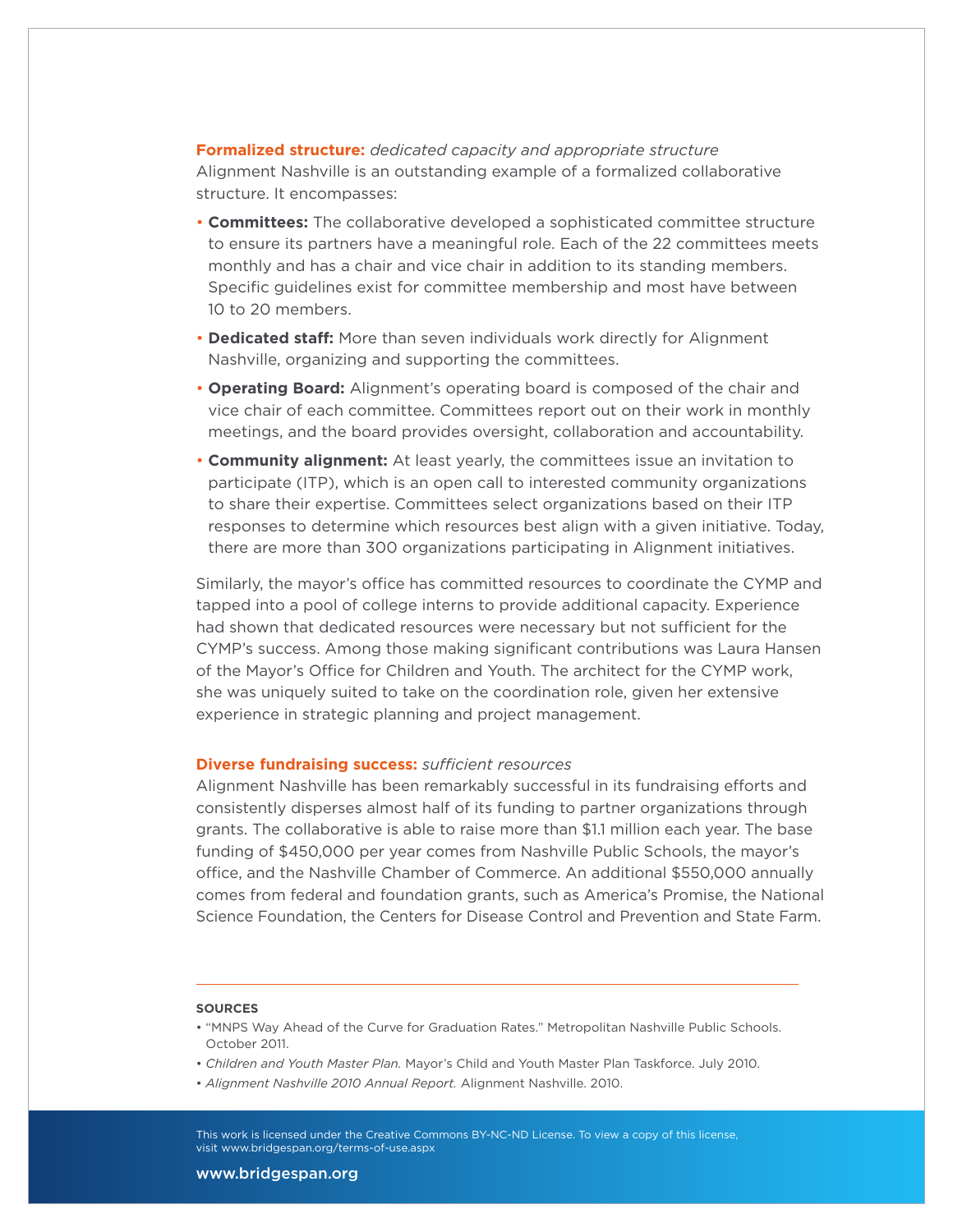**Formalized structure:** *dedicated capacity and appropriate structure*
Alignment Nashville is an outstanding example of a formalized collaborative structure. It encompasses:

- **Committees:** The collaborative developed a sophisticated committee structure to ensure its partners have a meaningful role. Each of the 22 committees meets monthly and has a chair and vice chair in addition to its standing members. Specific guidelines exist for committee membership and most have between 10 to 20 members.
- **Dedicated staff:** More than seven individuals work directly for Alignment Nashville, organizing and supporting the committees.
- **Operating Board:** Alignment's operating board is composed of the chair and vice chair of each committee. Committees report out on their work in monthly meetings, and the board provides oversight, collaboration and accountability.
- **Community alignment:** At least yearly, the committees issue an invitation to participate (ITP), which is an open call to interested community organizations to share their expertise. Committees select organizations based on their ITP responses to determine which resources best align with a given initiative. Today, there are more than 300 organizations participating in Alignment initiatives.

Similarly, the mayor's office has committed resources to coordinate the CYMP and tapped into a pool of college interns to provide additional capacity. Experience had shown that dedicated resources were necessary but not sufficient for the CYMP's success. Among those making significant contributions was Laura Hansen of the Mayor's Office for Children and Youth. The architect for the CYMP work, she was uniquely suited to take on the coordination role, given her extensive experience in strategic planning and project management.

**Diverse fundraising success:** *sufficient resources*
Alignment Nashville has been remarkably successful in its fundraising efforts and consistently disperses almost half of its funding to partner organizations through grants. The collaborative is able to raise more than $1.1 million each year. The base funding of $450,000 per year comes from Nashville Public Schools, the mayor's office, and the Nashville Chamber of Commerce. An additional $550,000 annually comes from federal and foundation grants, such as America's Promise, the National Science Foundation, the Centers for Disease Control and Prevention and State Farm.

**SOURCES**

- "MNPS Way Ahead of the Curve for Graduation Rates." Metropolitan Nashville Public Schools. October 2011.
- *Children and Youth Master Plan.* Mayor's Child and Youth Master Plan Taskforce. July 2010.
- *Alignment Nashville 2010 Annual Report.* Alignment Nashville. 2010.

This work is licensed under the Creative Commons BY-NC-ND License. To view a copy of this license, visit www.bridgespan.org/terms-of-use.aspx

www.bridgespan.org